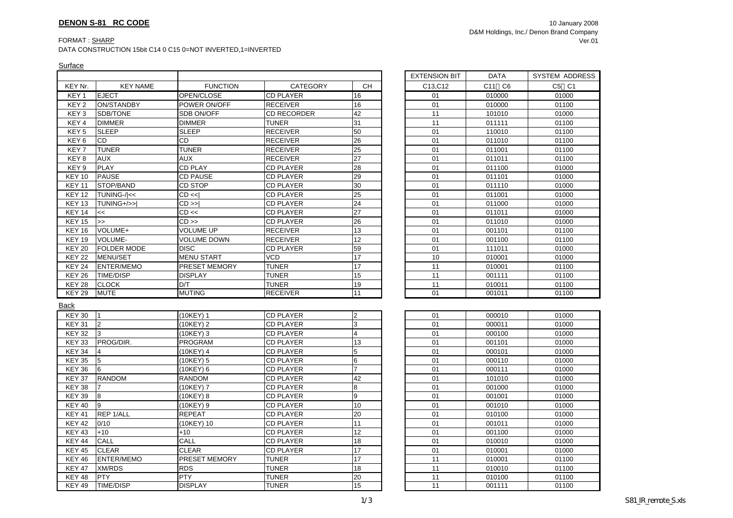**DENON S-81 RC CODE**

10 January 2008
D&M Holdings, Inc./ Denon Brand Company
Ver.01

FORMAT : SHARP
DATA CONSTRUCTION 15bit C14 0 C15 0=NOT INVERTED,1=INVERTED

Surface

| KEY Nr. | KEY NAME | FUNCTION | CATEGORY | CH | EXTENSION BIT | DATA | SYSTEM ADDRESS |
|---|---|---|---|---|---|---|---|
| | | | | | C13,C12 | C11 C6 | C5 C1 |
| KEY 1 | EJECT | OPEN/CLOSE | CD PLAYER | 16 | 01 | 010000 | 01000 |
| KEY 2 | ON/STANDBY | POWER ON/OFF | RECEIVER | 16 | 01 | 010000 | 01100 |
| KEY 3 | SDB/TONE | SDB ON/OFF | CD RECORDER | 42 | 11 | 101010 | 01000 |
| KEY 4 | DIMMER | DIMMER | TUNER | 31 | 11 | 011111 | 01100 |
| KEY 5 | SLEEP | SLEEP | RECEIVER | 50 | 01 | 110010 | 01100 |
| KEY 6 | CD | CD | RECEIVER | 26 | 01 | 011010 | 01100 |
| KEY 7 | TUNER | TUNER | RECEIVER | 25 | 01 | 011001 | 01100 |
| KEY 8 | AUX | AUX | RECEIVER | 27 | 01 | 011011 | 01100 |
| KEY 9 | PLAY | CD PLAY | CD PLAYER | 28 | 01 | 011100 | 01000 |
| KEY 10 | PAUSE | CD PAUSE | CD PLAYER | 29 | 01 | 011101 | 01000 |
| KEY 11 | STOP/BAND | CD STOP | CD PLAYER | 30 | 01 | 011110 | 01000 |
| KEY 12 | TUNING-/\|<< | CD <<\| | CD PLAYER | 25 | 01 | 011001 | 01000 |
| KEY 13 | TUNING+/>>\| | CD >>\| | CD PLAYER | 24 | 01 | 011000 | 01000 |
| KEY 14 | << | CD << | CD PLAYER | 27 | 01 | 011011 | 01000 |
| KEY 15 | >> | CD >> | CD PLAYER | 26 | 01 | 011010 | 01000 |
| KEY 16 | VOLUME+ | VOLUME UP | RECEIVER | 13 | 01 | 001101 | 01100 |
| KEY 19 | VOLUME- | VOLUME DOWN | RECEIVER | 12 | 01 | 001100 | 01100 |
| KEY 20 | FOLDER MODE | DISC | CD PLAYER | 59 | 01 | 111011 | 01000 |
| KEY 22 | MENU/SET | MENU START | VCD | 17 | 10 | 010001 | 01000 |
| KEY 24 | ENTER/MEMO | PRESET MEMORY | TUNER | 17 | 11 | 010001 | 01100 |
| KEY 26 | TIME/DISP | DISPLAY | TUNER | 15 | 11 | 001111 | 01100 |
| KEY 28 | CLOCK | D/T | TUNER | 19 | 11 | 010011 | 01100 |
| KEY 29 | MUTE | MUTING | RECEIVER | 11 | 01 | 001011 | 01100 |

Back

| KEY Nr. | KEY NAME | FUNCTION | CATEGORY | CH | EXTENSION BIT | DATA | SYSTEM ADDRESS |
|---|---|---|---|---|---|---|---|
| KEY 30 | 1 | (10KEY) 1 | CD PLAYER | 2 | 01 | 000010 | 01000 |
| KEY 31 | 2 | (10KEY) 2 | CD PLAYER | 3 | 01 | 000011 | 01000 |
| KEY 32 | 3 | (10KEY) 3 | CD PLAYER | 4 | 01 | 000100 | 01000 |
| KEY 33 | PROG/DIR. | PROGRAM | CD PLAYER | 13 | 01 | 001101 | 01000 |
| KEY 34 | 4 | (10KEY) 4 | CD PLAYER | 5 | 01 | 000101 | 01000 |
| KEY 35 | 5 | (10KEY) 5 | CD PLAYER | 6 | 01 | 000110 | 01000 |
| KEY 36 | 6 | (10KEY) 6 | CD PLAYER | 7 | 01 | 000111 | 01000 |
| KEY 37 | RANDOM | RANDOM | CD PLAYER | 42 | 01 | 101010 | 01000 |
| KEY 38 | 7 | (10KEY) 7 | CD PLAYER | 8 | 01 | 001000 | 01000 |
| KEY 39 | 8 | (10KEY) 8 | CD PLAYER | 9 | 01 | 001001 | 01000 |
| KEY 40 | 9 | (10KEY) 9 | CD PLAYER | 10 | 01 | 001010 | 01000 |
| KEY 41 | REP 1/ALL | REPEAT | CD PLAYER | 20 | 01 | 010100 | 01000 |
| KEY 42 | 0/10 | (10KEY) 10 | CD PLAYER | 11 | 01 | 001011 | 01000 |
| KEY 43 | +10 | +10 | CD PLAYER | 12 | 01 | 001100 | 01000 |
| KEY 44 | CALL | CALL | CD PLAYER | 18 | 01 | 010010 | 01000 |
| KEY 45 | CLEAR | CLEAR | CD PLAYER | 17 | 01 | 010001 | 01000 |
| KEY 46 | ENTER/MEMO | PRESET MEMORY | TUNER | 17 | 11 | 010001 | 01100 |
| KEY 47 | XM/RDS | RDS | TUNER | 18 | 11 | 010010 | 01100 |
| KEY 48 | PTY | PTY | TUNER | 20 | 11 | 010100 | 01100 |
| KEY 49 | TIME/DISP | DISPLAY | TUNER | 15 | 11 | 001111 | 01100 |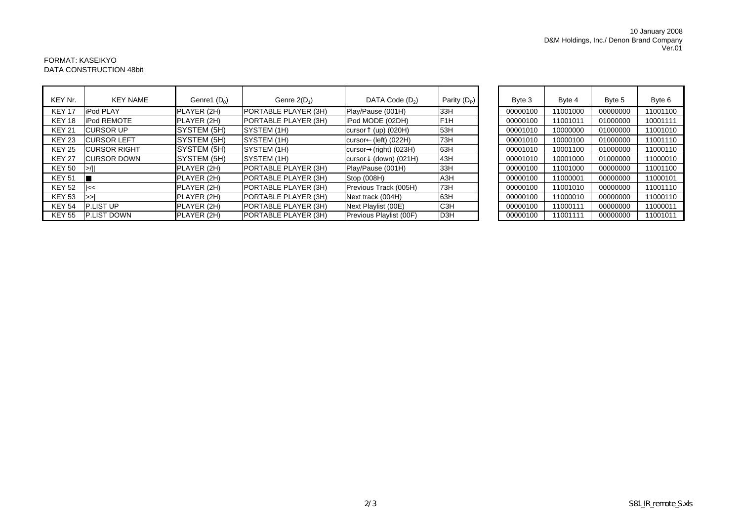10 January 2008
D&M Holdings, Inc./ Denon Brand Company
Ver.01

FORMAT: KASEIKYO
DATA CONSTRUCTION 48bit

| KEY Nr. | KEY NAME | Genre1 ($D_0$) | Genre 2($D_1$) | DATA Code ($D_2$) | Parity ($D_P$) | Byte 3 | Byte 4 | Byte 5 | Byte 6 |
|---|---|---|---|---|---|---|---|---|---|
| KEY 17 | iPod PLAY | PLAYER (2H) | PORTABLE PLAYER (3H) | Play/Pause (001H) | 33H | 00000100 | 11001000 | 00000000 | 11001100 |
| KEY 18 | iPod REMOTE | PLAYER (2H) | PORTABLE PLAYER (3H) | iPod MODE (02DH) | F1H | 00000100 | 11001011 | 01000000 | 10001111 |
| KEY 21 | CURSOR UP | SYSTEM (5H) | SYSTEM (1H) | cursor↑ (up) (020H) | 53H | 00001010 | 10000000 | 01000000 | 11001010 |
| KEY 23 | CURSOR LEFT | SYSTEM (5H) | SYSTEM (1H) | cursor← (left) (022H) | 73H | 00001010 | 10000100 | 01000000 | 11001110 |
| KEY 25 | CURSOR RIGHT | SYSTEM (5H) | SYSTEM (1H) | cursor→ (right) (023H) | 63H | 00001010 | 10001100 | 01000000 | 11000110 |
| KEY 27 | CURSOR DOWN | SYSTEM (5H) | SYSTEM (1H) | cursor↓ (down) (021H) | 43H | 00001010 | 10001000 | 01000000 | 11000010 |
| KEY 50 | >/\|\| | PLAYER (2H) | PORTABLE PLAYER (3H) | Play/Pause (001H) | 33H | 00000100 | 11001000 | 00000000 | 11001100 |
| KEY 51 | ■ | PLAYER (2H) | PORTABLE PLAYER (3H) | Stop (008H) | A3H | 00000100 | 11000001 | 00000000 | 11000101 |
| KEY 52 | \|<< | PLAYER (2H) | PORTABLE PLAYER (3H) | Previous Track (005H) | 73H | 00000100 | 11001010 | 00000000 | 11001110 |
| KEY 53 | >>\| | PLAYER (2H) | PORTABLE PLAYER (3H) | Next track (004H) | 63H | 00000100 | 11000010 | 00000000 | 11000110 |
| KEY 54 | P.LIST UP | PLAYER (2H) | PORTABLE PLAYER (3H) | Next Playlist (00E) | C3H | 00000100 | 11000111 | 00000000 | 11000011 |
| KEY 55 | P.LIST DOWN | PLAYER (2H) | PORTABLE PLAYER (3H) | Previous Playlist (00F) | D3H | 00000100 | 11001111 | 00000000 | 11001011 |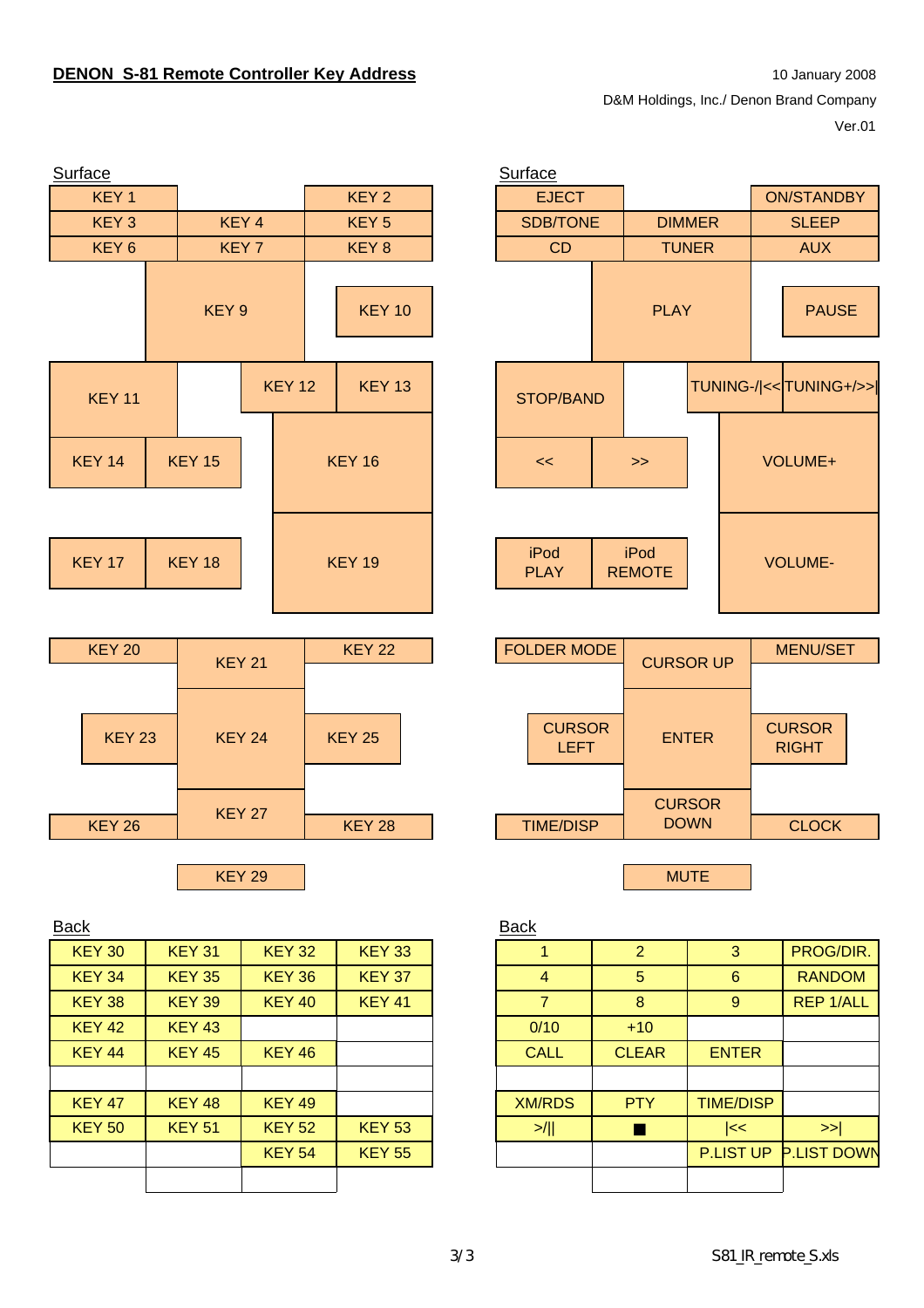**DENON S-81 Remote Controller Key Address**

10 January 2008

D&M Holdings, Inc./ Denon Brand Company

Ver.01

Surface

| | | |
|---|---|---|
| KEY 1 | | KEY 2 |
| KEY 3 | KEY 4 | KEY 5 |
| KEY 6 | KEY 7 | KEY 8 |
| | KEY 9 | KEY 10 |
| KEY 11 | KEY 12 | KEY 13 |
| KEY 14 | KEY 15 | KEY 16 |
| KEY 17 | KEY 18 | KEY 19 |
| KEY 20 | KEY 21 | KEY 22 |
| KEY 23 | KEY 24 | KEY 25 |
| KEY 26 | KEY 27 | KEY 28 |
| | KEY 29 | |

Surface

| | | |
|---|---|---|
| EJECT | | ON/STANDBY |
| SDB/TONE | DIMMER | SLEEP |
| CD | TUNER | AUX |
| | PLAY | PAUSE |
| STOP/BAND | TUNING-/\|<< | TUNING+/>>\| |
| << | >> | VOLUME+ |
| iPod PLAY | iPod REMOTE | VOLUME- |
| FOLDER MODE | CURSOR UP | MENU/SET |
| CURSOR LEFT | ENTER | CURSOR RIGHT |
| TIME/DISP | CURSOR DOWN | CLOCK |
| | MUTE | |

Back

| | | | |
|---|---|---|---|
| KEY 30 | KEY 31 | KEY 32 | KEY 33 |
| KEY 34 | KEY 35 | KEY 36 | KEY 37 |
| KEY 38 | KEY 39 | KEY 40 | KEY 41 |
| KEY 42 | KEY 43 | | |
| KEY 44 | KEY 45 | KEY 46 | |
| | | | |
| KEY 47 | KEY 48 | KEY 49 | |
| KEY 50 | KEY 51 | KEY 52 | KEY 53 |
| | | KEY 54 | KEY 55 |
| | | | |

Back

| | | | |
|---|---|---|---|
| 1 | 2 | 3 | PROG/DIR. |
| 4 | 5 | 6 | RANDOM |
| 7 | 8 | 9 | REP 1/ALL |
| 0/10 | +10 | | |
| CALL | CLEAR | ENTER | |
| | | | |
| XM/RDS | PTY | TIME/DISP | |
| >/\|\| | ■ | \|<< | >>\| |
| | | P.LIST UP | P.LIST DOWN |
| | | | |

S81_IR_remote_S.xls